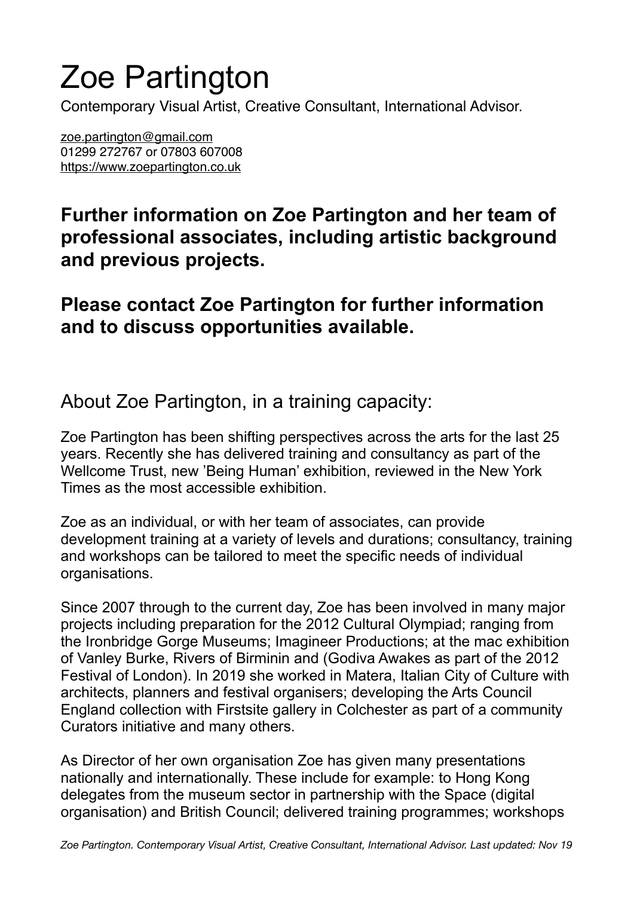# Zoe Partington

Contemporary Visual Artist, Creative Consultant, International Advisor.

zoe.partington@gmail.com
01299 272767 or 07803 607008
https://www.zoepartington.co.uk

## Further information on Zoe Partington and her team of professional associates, including artistic background and previous projects.

## Please contact Zoe Partington for further information and to discuss opportunities available.

### About Zoe Partington, in a training capacity:

Zoe Partington has been shifting perspectives across the arts for the last 25 years. Recently she has delivered training and consultancy as part of the Wellcome Trust, new 'Being Human' exhibition, reviewed in the New York Times as the most accessible exhibition.

Zoe as an individual, or with her team of associates, can provide development training at a variety of levels and durations; consultancy, training and workshops can be tailored to meet the specific needs of individual organisations.

Since 2007 through to the current day, Zoe has been involved in many major projects including preparation for the 2012 Cultural Olympiad; ranging from the Ironbridge Gorge Museums; Imagineer Productions; at the mac exhibition of Vanley Burke, Rivers of Birminin and (Godiva Awakes as part of the 2012 Festival of London). In 2019 she worked in Matera, Italian City of Culture with architects, planners and festival organisers; developing the Arts Council England collection with Firstsite gallery in Colchester as part of a community Curators initiative and many others.

As Director of her own organisation Zoe has given many presentations nationally and internationally. These include for example: to Hong Kong delegates from the museum sector in partnership with the Space (digital organisation) and British Council; delivered training programmes; workshops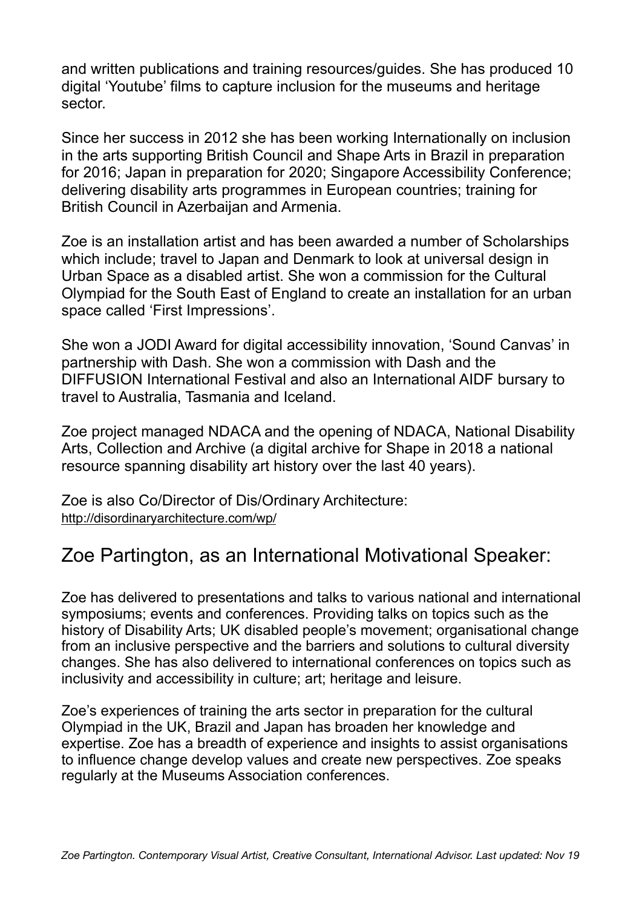and written publications and training resources/guides. She has produced 10 digital 'Youtube' films to capture inclusion for the museums and heritage sector.

Since her success in 2012 she has been working Internationally on inclusion in the arts supporting British Council and Shape Arts in Brazil in preparation for 2016; Japan in preparation for 2020; Singapore Accessibility Conference; delivering disability arts programmes in European countries; training for British Council in Azerbaijan and Armenia.

Zoe is an installation artist and has been awarded a number of Scholarships which include; travel to Japan and Denmark to look at universal design in Urban Space as a disabled artist. She won a commission for the Cultural Olympiad for the South East of England to create an installation for an urban space called 'First Impressions'.

She won a JODI Award for digital accessibility innovation, 'Sound Canvas' in partnership with Dash. She won a commission with Dash and the DIFFUSION International Festival and also an International AIDF bursary to travel to Australia, Tasmania and Iceland.

Zoe project managed NDACA and the opening of NDACA, National Disability Arts, Collection and Archive (a digital archive for Shape in 2018 a national resource spanning disability art history over the last 40 years).

Zoe is also Co/Director of Dis/Ordinary Architecture:
http://disordinaryarchitecture.com/wp/

## Zoe Partington, as an International Motivational Speaker:

Zoe has delivered to presentations and talks to various national and international symposiums; events and conferences. Providing talks on topics such as the history of Disability Arts; UK disabled people's movement; organisational change from an inclusive perspective and the barriers and solutions to cultural diversity changes. She has also delivered to international conferences on topics such as inclusivity and accessibility in culture; art; heritage and leisure.

Zoe's experiences of training the arts sector in preparation for the cultural Olympiad in the UK, Brazil and Japan has broaden her knowledge and expertise. Zoe has a breadth of experience and insights to assist organisations to influence change develop values and create new perspectives. Zoe speaks regularly at the Museums Association conferences.